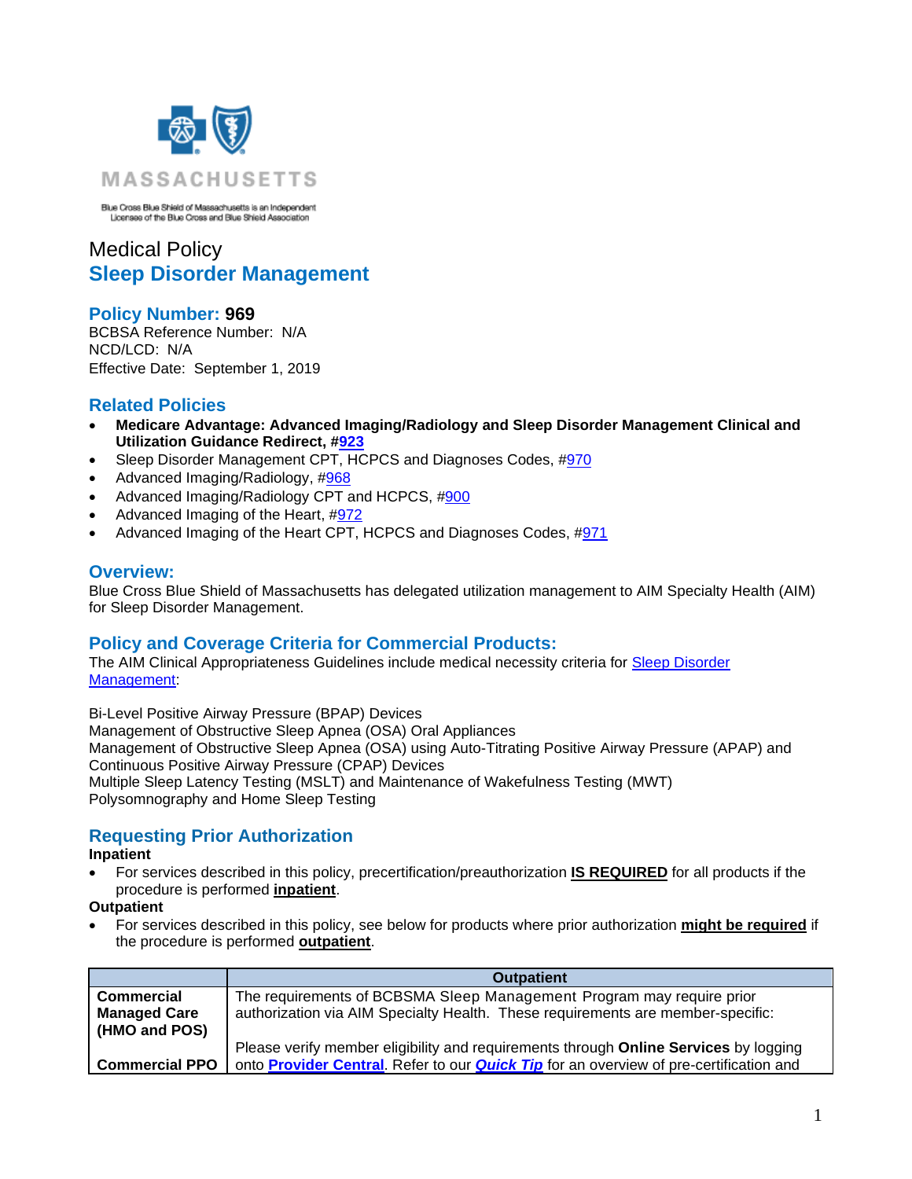MASSACHUSETTS

Blue Cross Blue Shield of Massachusetts is an Independent Licensee of the Blue Cross and Blue Shield Association

Medical Policy

# Sleep Disorder Management

## Policy Number: 969

BCBSA Reference Number: N/A
NCD/LCD: N/A
Effective Date: September 1, 2019

## Related Policies

- **Medicare Advantage: Advanced Imaging/Radiology and Sleep Disorder Management Clinical and Utilization Guidance Redirect, #923**
- Sleep Disorder Management CPT, HCPCS and Diagnoses Codes, #970
- Advanced Imaging/Radiology, #968
- Advanced Imaging/Radiology CPT and HCPCS, #900
- Advanced Imaging of the Heart, #972
- Advanced Imaging of the Heart CPT, HCPCS and Diagnoses Codes, #971

## Overview:

Blue Cross Blue Shield of Massachusetts has delegated utilization management to AIM Specialty Health (AIM) for Sleep Disorder Management.

## Policy and Coverage Criteria for Commercial Products:

The AIM Clinical Appropriateness Guidelines include medical necessity criteria for Sleep Disorder Management:

Bi-Level Positive Airway Pressure (BPAP) Devices
Management of Obstructive Sleep Apnea (OSA) Oral Appliances
Management of Obstructive Sleep Apnea (OSA) using Auto-Titrating Positive Airway Pressure (APAP) and Continuous Positive Airway Pressure (CPAP) Devices
Multiple Sleep Latency Testing (MSLT) and Maintenance of Wakefulness Testing (MWT)
Polysomnography and Home Sleep Testing

## Requesting Prior Authorization

**Inpatient**

- For services described in this policy, precertification/preauthorization **IS REQUIRED** for all products if the procedure is performed **inpatient**.

**Outpatient**

- For services described in this policy, see below for products where prior authorization **might be required** if the procedure is performed **outpatient**.

| | Outpatient |
|---|---|
| **Commercial Managed Care (HMO and POS)**<br><br>**Commercial PPO** | The requirements of BCBSMA Sleep Management Program may require prior authorization via AIM Specialty Health. These requirements are member-specific:<br><br>Please verify member eligibility and requirements through **Online Services** by logging onto **Provider Central**. Refer to our ***Quick Tip*** for an overview of pre-certification and |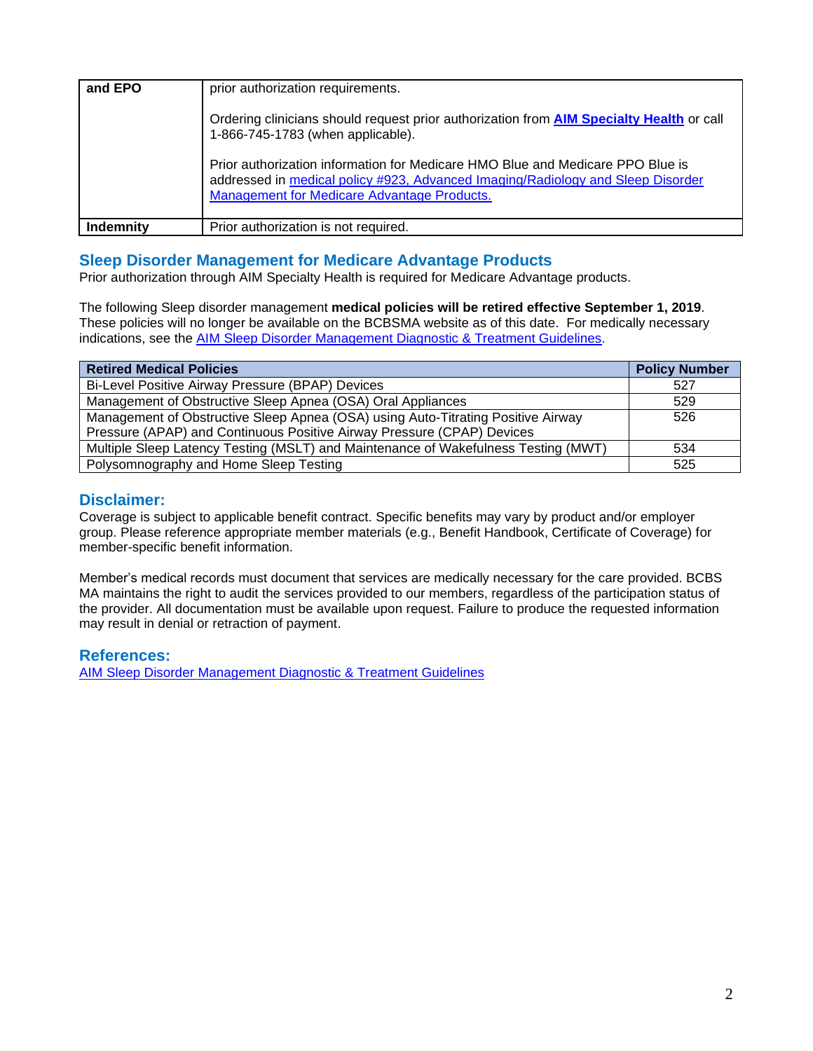| | |
|---|---|
| **and EPO** | prior authorization requirements.<br><br>Ordering clinicians should request prior authorization from **AIM Specialty Health** or call 1-866-745-1783 (when applicable).<br><br>Prior authorization information for Medicare HMO Blue and Medicare PPO Blue is addressed in medical policy #923, Advanced Imaging/Radiology and Sleep Disorder Management for Medicare Advantage Products. |
| **Indemnity** | Prior authorization is not required. |

## Sleep Disorder Management for Medicare Advantage Products

Prior authorization through AIM Specialty Health is required for Medicare Advantage products.

The following Sleep disorder management **medical policies will be retired effective September 1, 2019**. These policies will no longer be available on the BCBSMA website as of this date. For medically necessary indications, see the AIM Sleep Disorder Management Diagnostic & Treatment Guidelines.

| Retired Medical Policies | Policy Number |
|---|---|
| Bi-Level Positive Airway Pressure (BPAP) Devices | 527 |
| Management of Obstructive Sleep Apnea (OSA) Oral Appliances | 529 |
| Management of Obstructive Sleep Apnea (OSA) using Auto-Titrating Positive Airway Pressure (APAP) and Continuous Positive Airway Pressure (CPAP) Devices | 526 |
| Multiple Sleep Latency Testing (MSLT) and Maintenance of Wakefulness Testing (MWT) | 534 |
| Polysomnography and Home Sleep Testing | 525 |

## Disclaimer:

Coverage is subject to applicable benefit contract. Specific benefits may vary by product and/or employer group. Please reference appropriate member materials (e.g., Benefit Handbook, Certificate of Coverage) for member-specific benefit information.

Member's medical records must document that services are medically necessary for the care provided. BCBS MA maintains the right to audit the services provided to our members, regardless of the participation status of the provider. All documentation must be available upon request. Failure to produce the requested information may result in denial or retraction of payment.

## References:

AIM Sleep Disorder Management Diagnostic & Treatment Guidelines